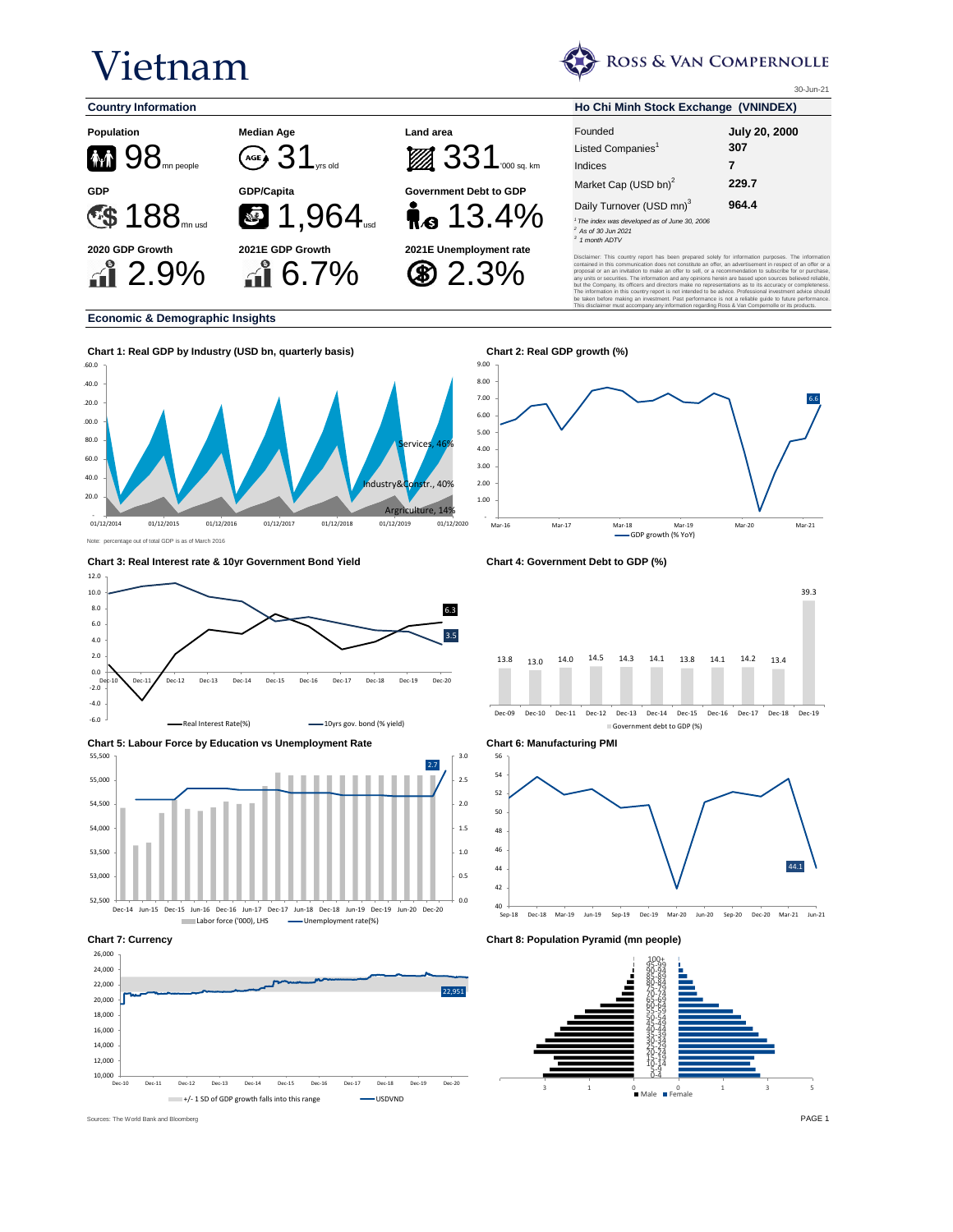# Vietnam

ROSS & VAN COMPERNOLLE

30-Jun-21

## Country Information

**Population**
98 mn people

**Median Age**
31 yrs old

**Land area**
331 '000 sq. km

**GDP**
188 mn usd

**GDP/Capita**
1,964 usd

**Government Debt to GDP**
13.4%

**2020 GDP Growth**
2.9%

**2021E GDP Growth**
6.7%

**2021E Unemployment rate**
2.3%

## Ho Chi Minh Stock Exchange (VNINDEX)

| | |
|---|---|
| Founded | **July 20, 2000** |
| Listed Companies[1] | **307** |
| Indices | **7** |
| Market Cap (USD bn)[2] | **229.7** |
| Daily Turnover (USD mn)[3] | **964.4** |

[1] The index was developed as of June 30, 2006
[2] As of 30 Jun 2021
[3] 1 month ADTV

Disclaimer: This country report has been prepared solely for information purposes. The information contained in this communication does not constitute an offer, an advertisement in respect of an offer or a proposal or an invitation to make an offer to sell, or a recommendation to subscribe for or purchase, any units or securities. The information and any opinions herein are based upon sources believed reliable, but the Company, its officers and directors make no representations as to its accuracy or completeness. The information in this country report is not intended to be advice. Professional investment advice should be taken before making an investment. Past performance is not a reliable guide to future performance. This disclaimer must accompany any information regarding Ross & Van Compernolle or its products.

## Economic & Demographic Insights

**Chart 1: Real GDP by Industry (USD bn, quarterly basis)**

Services, 46%; Industry&Constr., 40%; Argriculture, 14%

Note: percentage out of total GDP is as of March 2016

**Chart 2: Real GDP growth (%)**

GDP growth (% YoY) — latest: 6.6

**Chart 3: Real Interest rate & 10yr Government Bond Yield**

Real Interest Rate(%) — latest: 6.3; 10yrs gov. bond (% yield) — latest: 3.5

**Chart 4: Government Debt to GDP (%)**

| Dec-09 | Dec-10 | Dec-11 | Dec-12 | Dec-13 | Dec-14 | Dec-15 | Dec-16 | Dec-17 | Dec-18 | Dec-19 |
|---|---|---|---|---|---|---|---|---|---|---|
| 13.8 | 13.0 | 14.0 | 14.5 | 14.3 | 14.1 | 13.8 | 14.1 | 14.2 | 13.4 | 39.3 |

**Chart 5: Labour Force by Education vs Unemployment Rate**

Labor force ('000), LHS; Unemployment rate(%) — latest: 2.7

**Chart 6: Manufacturing PMI**

Latest: 44.1

**Chart 7: Currency**

+/- 1 SD of GDP growth falls into this range; USDVND — latest: 22,951

**Chart 8: Population Pyramid (mn people)**

Male; Female

Sources: The World Bank and Bloomberg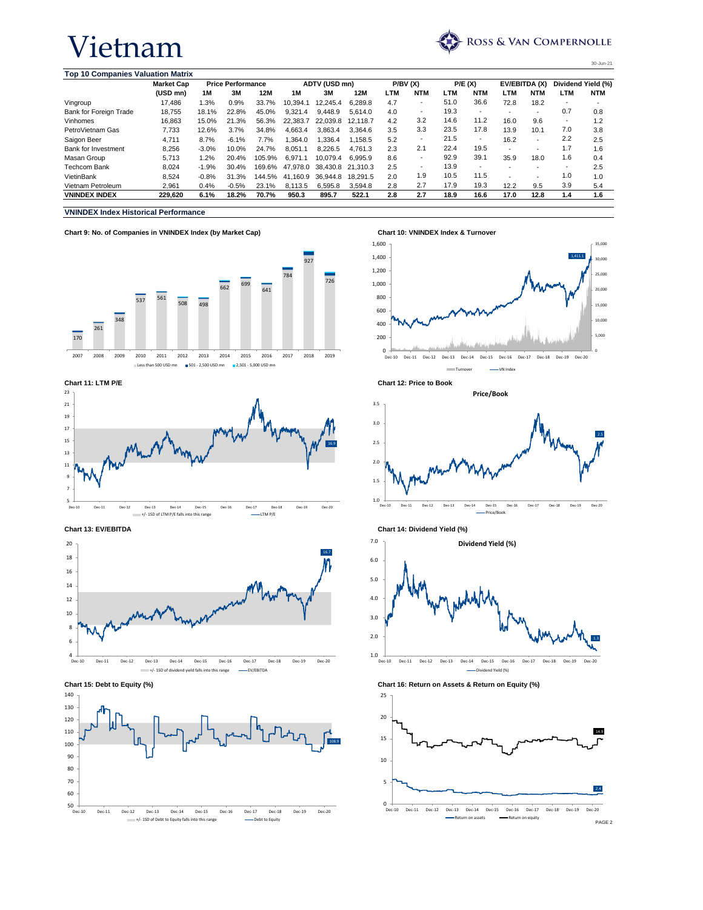# Vietnam

ROSS & VAN COMPERNOLLE

30-Jun-21

**Top 10 Companies Valuation Matrix**

| | Market Cap | Price Performance | | | ADTV (USD mn) | | | P/BV (X) | | P/E (X) | | EV/EBITDA (X) | | Dividend Yield (%) | |
|---|---|---|---|---|---|---|---|---|---|---|---|---|---|---|---|
| | (USD mn) | 1M | 3M | 12M | 1M | 3M | 12M | LTM | NTM | LTM | NTM | LTM | NTM | LTM | NTM |
| Vingroup | 17,486 | 1.3% | 0.9% | 33.7% | 10,394.1 | 12,245.4 | 6,289.8 | 4.7 | - | 51.0 | 36.6 | 72.8 | 18.2 | - | - |
| Bank for Foreign Trade | 18,755 | 18.1% | 22.8% | 45.0% | 9,321.4 | 9,448.9 | 5,614.0 | 4.0 | - | 19.3 | - | - | - | 0.7 | 0.8 |
| Vinhomes | 16,863 | 15.0% | 21.3% | 56.3% | 22,383.7 | 22,039.8 | 12,118.7 | 4.2 | 3.2 | 14.6 | 11.2 | 16.0 | 9.6 | - | 1.2 |
| PetroVietnam Gas | 7,733 | 12.6% | 3.7% | 34.8% | 4,663.4 | 3,863.4 | 3,364.6 | 3.5 | 3.3 | 23.5 | 17.8 | 13.9 | 10.1 | 7.0 | 3.8 |
| Saigon Beer | 4,711 | 8.7% | -6.1% | 7.7% | 1,364.0 | 1,336.4 | 1,158.5 | 5.2 | - | 21.5 | - | 16.2 | - | 2.2 | 2.5 |
| Bank for Investment | 8,256 | -3.0% | 10.0% | 24.7% | 8,051.1 | 8,226.5 | 4,761.3 | 2.3 | 2.1 | 22.4 | 19.5 | - | - | 1.7 | 1.6 |
| Masan Group | 5,713 | 1.2% | 20.4% | 105.9% | 6,971.1 | 10,079.4 | 6,995.9 | 8.6 | - | 92.9 | 39.1 | 35.9 | 18.0 | 1.6 | 0.4 |
| Techcom Bank | 8,024 | -1.9% | 30.4% | 169.6% | 47,978.0 | 38,430.8 | 21,310.3 | 2.5 | - | 13.9 | - | - | - | - | 2.5 |
| VietinBank | 8,524 | -0.8% | 31.3% | 144.5% | 41,160.9 | 36,944.8 | 18,291.5 | 2.0 | 1.9 | 10.5 | 11.5 | - | - | 1.0 | 1.0 |
| Vietnam Petroleum | 2,961 | 0.4% | -0.5% | 23.1% | 8,113.5 | 6,595.8 | 3,594.8 | 2.8 | 2.7 | 17.9 | 19.3 | 12.2 | 9.5 | 3.9 | 5.4 |
| **VNINDEX INDEX** | **229,620** | **6.1%** | **18.2%** | **70.7%** | **950.3** | **895.7** | **522.1** | **2.8** | **2.7** | **18.9** | **16.6** | **17.0** | **12.8** | **1.4** | **1.6** |

**VNINDEX Index Historical Performance**

**Chart 9: No. of Companies in VNINDEX Index (by Market Cap)**

170, 261, 348, 537, 561, 508, 498, 662, 699, 641, 784, 927, 726

2007 2008 2009 2010 2011 2012 2013 2014 2015 2016 2017 2018 2019

Less than 500 USD mn | 501 - 2,500 USD mn | 2,501 - 5,000 USD mn

**Chart 10: VNINDEX Index & Turnover**

1,411.1

Turnover | VN Index

**Chart 11: LTM P/E**

16.9

+/- 1SD of LTM P/E falls into this range | LTM P/E

**Chart 12: Price to Book**

Price/Book

2.5

Price/Book

**Chart 13: EV/EBITDA**

16.7

+/- 1SD of dividend yield falls into this range | EV/EBITDA

**Chart 14: Dividend Yield (%)**

Dividend Yield (%)

1.3

Dividend Yield (%)

**Chart 15: Debt to Equity (%)**

108.9

+/- 1SD of Debt to Equity falls into this range | Debt to Equity

**Chart 16: Return on Assets & Return on Equity (%)**

14.9

2.4

Return on assets | Return on equity